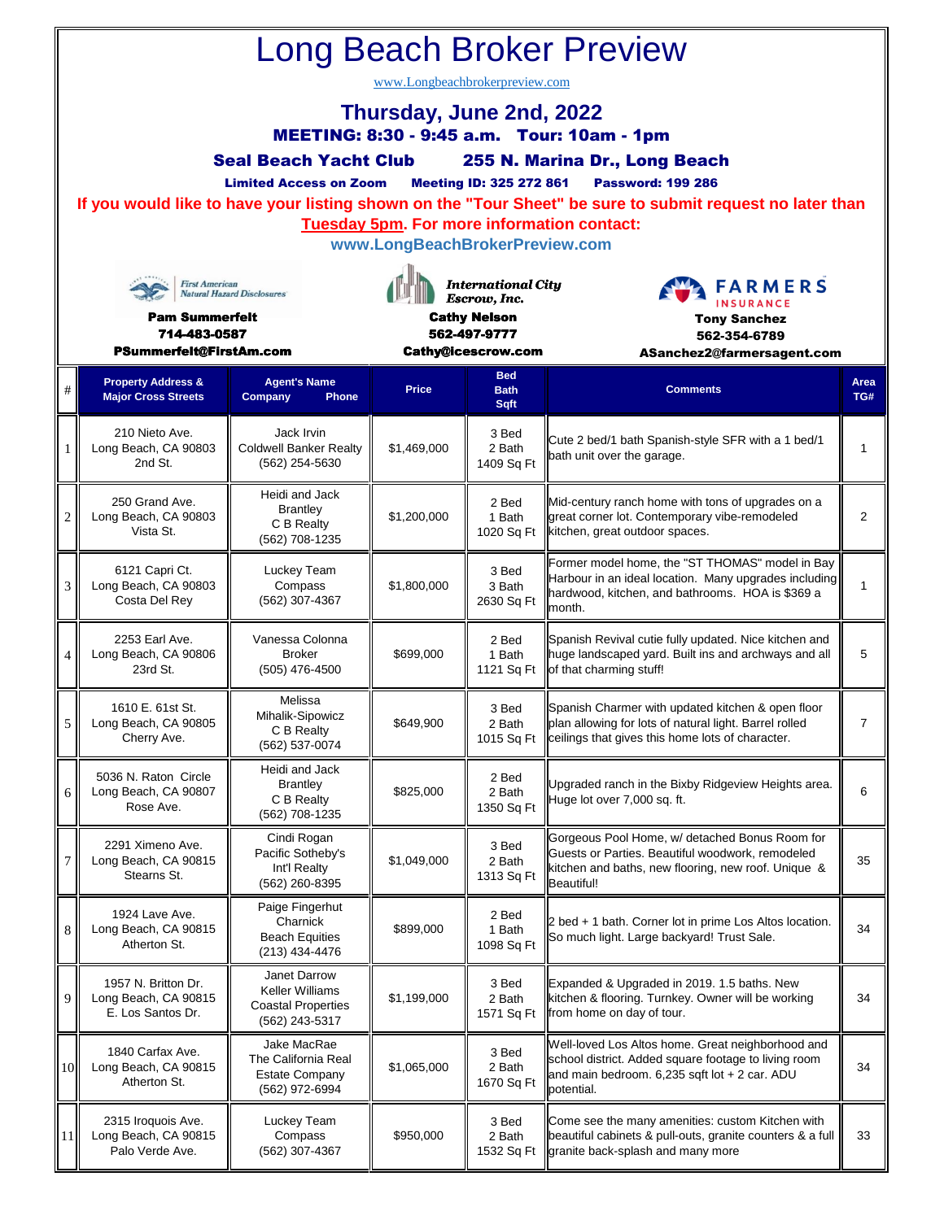# Long Beach Broker Preview

www.Longbeachbrokerpreview.com

## Thursday, June 2nd, 2022

**MEETING: 8:30 - 9:45 a.m. Tour: 10am - 1pm**

**Seal Beach Yacht Club 255 N. Marina Dr., Long Beach**

**Limited Access on Zoom Meeting ID: 325 272 861 Password: 199 286**

**If you would like to have your listing shown on the "Tour Sheet" be sure to submit request no later than Tuesday 5pm. For more information contact:**

**www.LongBeachBrokerPreview.com**

First American Natural Hazard Disclosures
**Pam Summerfelt**
**714-483-0587**
**PSummerfelt@FirstAm.com**

International City Escrow, Inc.
**Cathy Nelson**
**562-497-9777**
**Cathy@icescrow.com**

FARMERS INSURANCE
**Tony Sanchez**
**562-354-6789**
**ASanchez2@farmersagent.com**

| # | Property Address & Major Cross Streets | Agent's Name Company Phone | Price | Bed Bath Sqft | Comments | Area TG# |
|---|---|---|---|---|---|---|
| 1 | 210 Nieto Ave. Long Beach, CA 90803 2nd St. | Jack Irvin Coldwell Banker Realty (562) 254-5630 | $1,469,000 | 3 Bed 2 Bath 1409 Sq Ft | Cute 2 bed/1 bath Spanish-style SFR with a 1 bed/1 bath unit over the garage. | 1 |
| 2 | 250 Grand Ave. Long Beach, CA 90803 Vista St. | Heidi and Jack Brantley C B Realty (562) 708-1235 | $1,200,000 | 2 Bed 1 Bath 1020 Sq Ft | Mid-century ranch home with tons of upgrades on a great corner lot. Contemporary vibe-remodeled kitchen, great outdoor spaces. | 2 |
| 3 | 6121 Capri Ct. Long Beach, CA 90803 Costa Del Rey | Luckey Team Compass (562) 307-4367 | $1,800,000 | 3 Bed 3 Bath 2630 Sq Ft | Former model home, the "ST THOMAS" model in Bay Harbour in an ideal location. Many upgrades including hardwood, kitchen, and bathrooms. HOA is $369 a month. | 1 |
| 4 | 2253 Earl Ave. Long Beach, CA 90806 23rd St. | Vanessa Colonna Broker (505) 476-4500 | $699,000 | 2 Bed 1 Bath 1121 Sq Ft | Spanish Revival cutie fully updated. Nice kitchen and huge landscaped yard. Built ins and archways and all of that charming stuff! | 5 |
| 5 | 1610 E. 61st St. Long Beach, CA 90805 Cherry Ave. | Melissa Mihalik-Sipowicz C B Realty (562) 537-0074 | $649,900 | 3 Bed 2 Bath 1015 Sq Ft | Spanish Charmer with updated kitchen & open floor plan allowing for lots of natural light. Barrel rolled ceilings that gives this home lots of character. | 7 |
| 6 | 5036 N. Raton Circle Long Beach, CA 90807 Rose Ave. | Heidi and Jack Brantley C B Realty (562) 708-1235 | $825,000 | 2 Bed 2 Bath 1350 Sq Ft | Upgraded ranch in the Bixby Ridgeview Heights area. Huge lot over 7,000 sq. ft. | 6 |
| 7 | 2291 Ximeno Ave. Long Beach, CA 90815 Stearns St. | Cindi Rogan Pacific Sotheby's Int'l Realty (562) 260-8395 | $1,049,000 | 3 Bed 2 Bath 1313 Sq Ft | Gorgeous Pool Home, w/ detached Bonus Room for Guests or Parties. Beautiful woodwork, remodeled kitchen and baths, new flooring, new roof. Unique & Beautiful! | 35 |
| 8 | 1924 Lave Ave. Long Beach, CA 90815 Atherton St. | Paige Fingerhut Charnick Beach Equities (213) 434-4476 | $899,000 | 2 Bed 1 Bath 1098 Sq Ft | 2 bed + 1 bath. Corner lot in prime Los Altos location. So much light. Large backyard! Trust Sale. | 34 |
| 9 | 1957 N. Britton Dr. Long Beach, CA 90815 E. Los Santos Dr. | Janet Darrow Keller Williams Coastal Properties (562) 243-5317 | $1,199,000 | 3 Bed 2 Bath 1571 Sq Ft | Expanded & Upgraded in 2019. 1.5 baths. New kitchen & flooring. Turnkey. Owner will be working from home on day of tour. | 34 |
| 10 | 1840 Carfax Ave. Long Beach, CA 90815 Atherton St. | Jake MacRae The California Real Estate Company (562) 972-6994 | $1,065,000 | 3 Bed 2 Bath 1670 Sq Ft | Well-loved Los Altos home. Great neighborhood and school district. Added square footage to living room and main bedroom. 6,235 sqft lot + 2 car. ADU potential. | 34 |
| 11 | 2315 Iroquois Ave. Long Beach, CA 90815 Palo Verde Ave. | Luckey Team Compass (562) 307-4367 | $950,000 | 3 Bed 2 Bath 1532 Sq Ft | Come see the many amenities: custom Kitchen with beautiful cabinets & pull-outs, granite counters & a full granite back-splash and many more | 33 |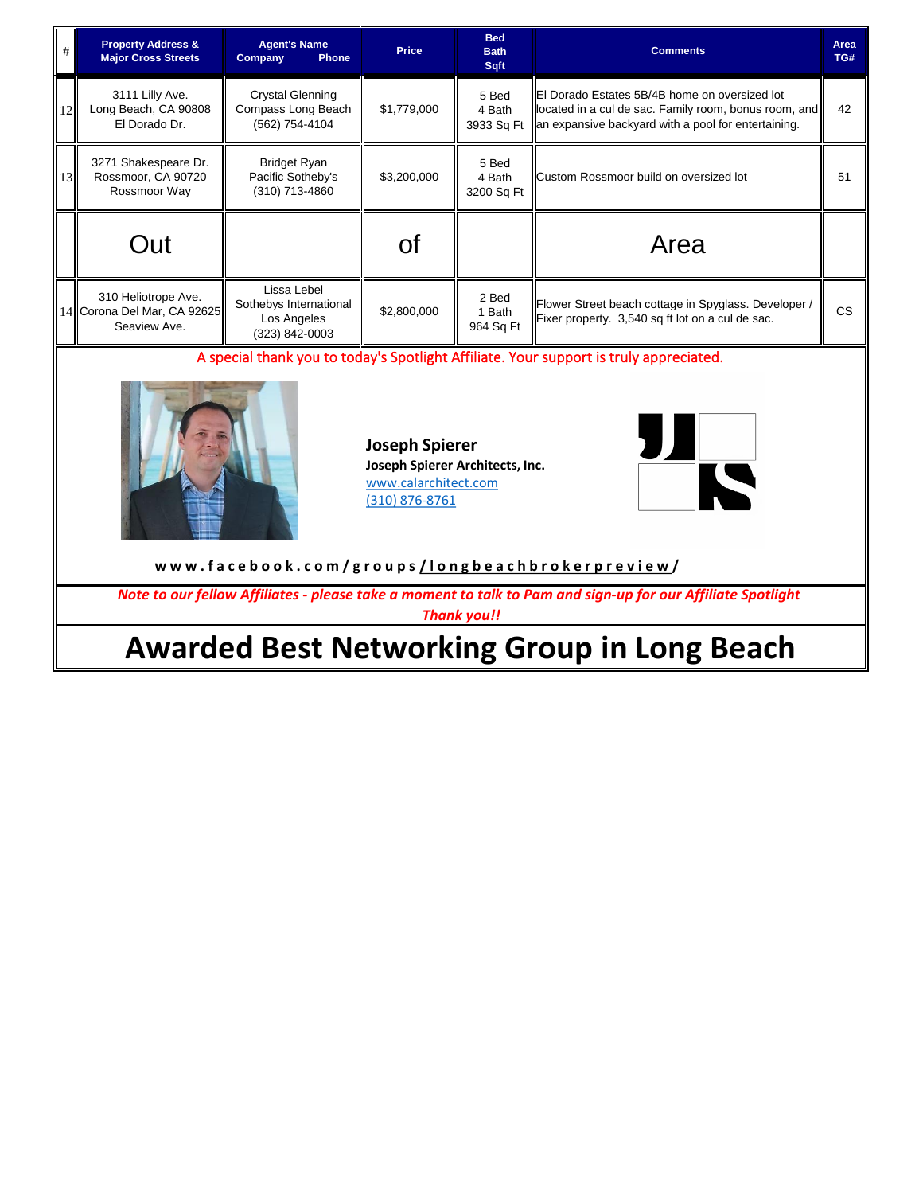| # | Property Address & Major Cross Streets | Agent's Name Company Phone | Price | Bed Bath Sqft | Comments | Area TG# |
|---|---|---|---|---|---|---|
| 12 | 3111 Lilly Ave. Long Beach, CA 90808 El Dorado Dr. | Crystal Glenning Compass Long Beach (562) 754-4104 | $1,779,000 | 5 Bed 4 Bath 3933 Sq Ft | El Dorado Estates 5B/4B home on oversized lot located in a cul de sac. Family room, bonus room, and an expansive backyard with a pool for entertaining. | 42 |
| 13 | 3271 Shakespeare Dr. Rossmoor, CA 90720 Rossmoor Way | Bridget Ryan Pacific Sotheby's (310) 713-4860 | $3,200,000 | 5 Bed 4 Bath 3200 Sq Ft | Custom Rossmoor build on oversized lot | 51 |
| | Out | | of | | Area | |
| 14 | 310 Heliotrope Ave. Corona Del Mar, CA 92625 Seaview Ave. | Lissa Lebel Sothebys International Los Angeles (323) 842-0003 | $2,800,000 | 2 Bed 1 Bath 964 Sq Ft | Flower Street beach cottage in Spyglass. Developer / Fixer property. 3,540 sq ft lot on a cul de sac. | CS |

A special thank you to today's Spotlight Affiliate. Your support is truly appreciated.

**Joseph Spierer**
**Joseph Spierer Architects, Inc.**
www.calarchitect.com
(310) 876-8761

**www.facebook.com/groups/longbeachbrokerpreview/**

*Note to our fellow Affiliates - please take a moment to talk to Pam and sign-up for our Affiliate Spotlight Thank you!!*

# Awarded Best Networking Group in Long Beach